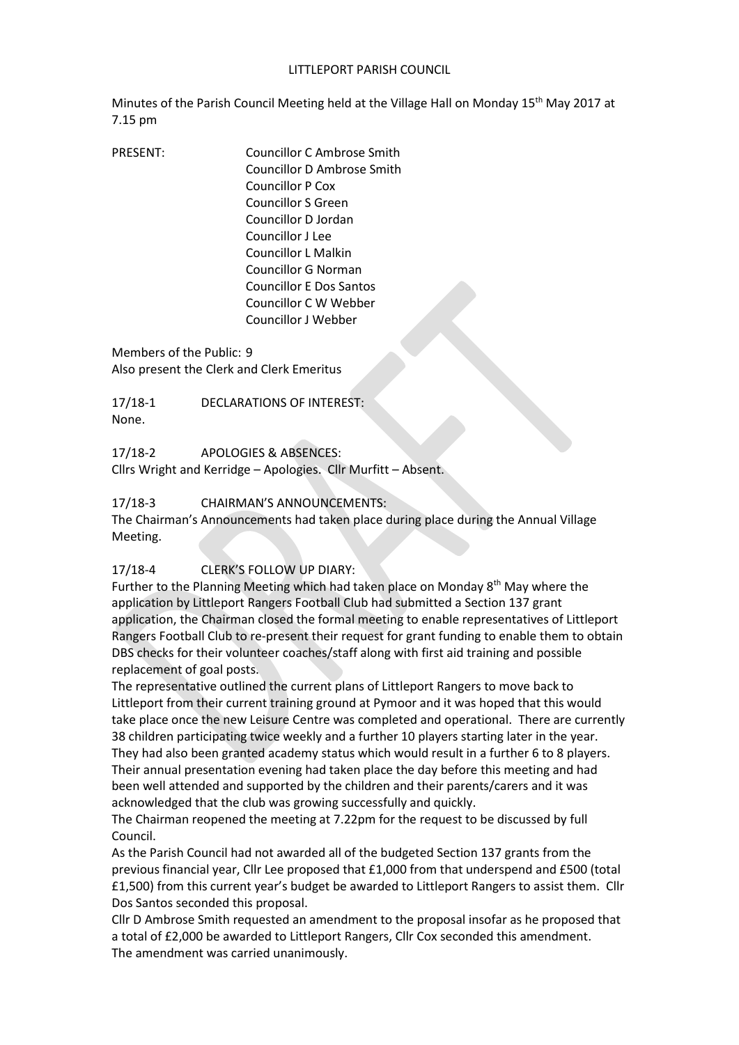LITTLEPORT PARISH COUNCIL

Minutes of the Parish Council Meeting held at the Village Hall on Monday 15th May 2017 at 7.15 pm

PRESENT:
Councillor C Ambrose Smith
Councillor D Ambrose Smith
Councillor P Cox
Councillor S Green
Councillor D Jordan
Councillor J Lee
Councillor L Malkin
Councillor G Norman
Councillor E Dos Santos
Councillor C W Webber
Councillor J Webber

Members of the Public: 9
Also present the Clerk and Clerk Emeritus

17/18-1 DECLARATIONS OF INTEREST:
None.

17/18-2 APOLOGIES & ABSENCES:
Cllrs Wright and Kerridge – Apologies. Cllr Murfitt – Absent.

17/18-3 CHAIRMAN'S ANNOUNCEMENTS:
The Chairman's Announcements had taken place during place during the Annual Village Meeting.

17/18-4 CLERK'S FOLLOW UP DIARY:
Further to the Planning Meeting which had taken place on Monday 8th May where the application by Littleport Rangers Football Club had submitted a Section 137 grant application, the Chairman closed the formal meeting to enable representatives of Littleport Rangers Football Club to re-present their request for grant funding to enable them to obtain DBS checks for their volunteer coaches/staff along with first aid training and possible replacement of goal posts.
The representative outlined the current plans of Littleport Rangers to move back to Littleport from their current training ground at Pymoor and it was hoped that this would take place once the new Leisure Centre was completed and operational. There are currently 38 children participating twice weekly and a further 10 players starting later in the year. They had also been granted academy status which would result in a further 6 to 8 players. Their annual presentation evening had taken place the day before this meeting and had been well attended and supported by the children and their parents/carers and it was acknowledged that the club was growing successfully and quickly.
The Chairman reopened the meeting at 7.22pm for the request to be discussed by full Council.
As the Parish Council had not awarded all of the budgeted Section 137 grants from the previous financial year, Cllr Lee proposed that £1,000 from that underspend and £500 (total £1,500) from this current year's budget be awarded to Littleport Rangers to assist them. Cllr Dos Santos seconded this proposal.
Cllr D Ambrose Smith requested an amendment to the proposal insofar as he proposed that a total of £2,000 be awarded to Littleport Rangers, Cllr Cox seconded this amendment.
The amendment was carried unanimously.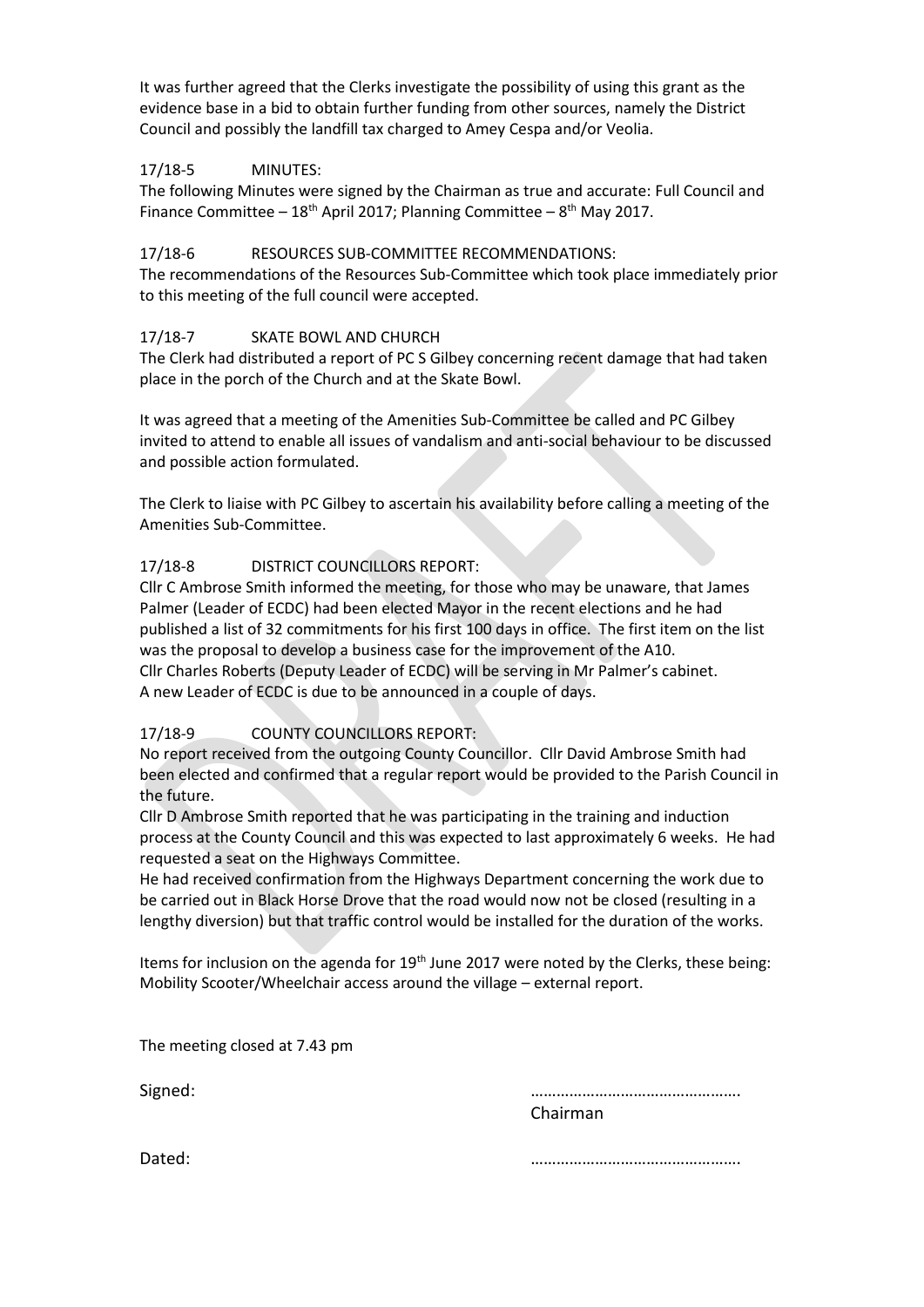It was further agreed that the Clerks investigate the possibility of using this grant as the evidence base in a bid to obtain further funding from other sources, namely the District Council and possibly the landfill tax charged to Amey Cespa and/or Veolia.

17/18-5 MINUTES:

The following Minutes were signed by the Chairman as true and accurate: Full Council and Finance Committee – 18th April 2017; Planning Committee – 8th May 2017.

17/18-6 RESOURCES SUB-COMMITTEE RECOMMENDATIONS:

The recommendations of the Resources Sub-Committee which took place immediately prior to this meeting of the full council were accepted.

17/18-7 SKATE BOWL AND CHURCH

The Clerk had distributed a report of PC S Gilbey concerning recent damage that had taken place in the porch of the Church and at the Skate Bowl.

It was agreed that a meeting of the Amenities Sub-Committee be called and PC Gilbey invited to attend to enable all issues of vandalism and anti-social behaviour to be discussed and possible action formulated.

The Clerk to liaise with PC Gilbey to ascertain his availability before calling a meeting of the Amenities Sub-Committee.

17/18-8 DISTRICT COUNCILLORS REPORT:

Cllr C Ambrose Smith informed the meeting, for those who may be unaware, that James Palmer (Leader of ECDC) had been elected Mayor in the recent elections and he had published a list of 32 commitments for his first 100 days in office. The first item on the list was the proposal to develop a business case for the improvement of the A10.
Cllr Charles Roberts (Deputy Leader of ECDC) will be serving in Mr Palmer's cabinet.
A new Leader of ECDC is due to be announced in a couple of days.

17/18-9 COUNTY COUNCILLORS REPORT:

No report received from the outgoing County Councillor. Cllr David Ambrose Smith had been elected and confirmed that a regular report would be provided to the Parish Council in the future.
Cllr D Ambrose Smith reported that he was participating in the training and induction process at the County Council and this was expected to last approximately 6 weeks. He had requested a seat on the Highways Committee.
He had received confirmation from the Highways Department concerning the work due to be carried out in Black Horse Drove that the road would now not be closed (resulting in a lengthy diversion) but that traffic control would be installed for the duration of the works.

Items for inclusion on the agenda for 19th June 2017 were noted by the Clerks, these being:
Mobility Scooter/Wheelchair access around the village – external report.

The meeting closed at 7.43 pm

Signed: ………………………………………….
Chairman

Dated: ………………………………………….